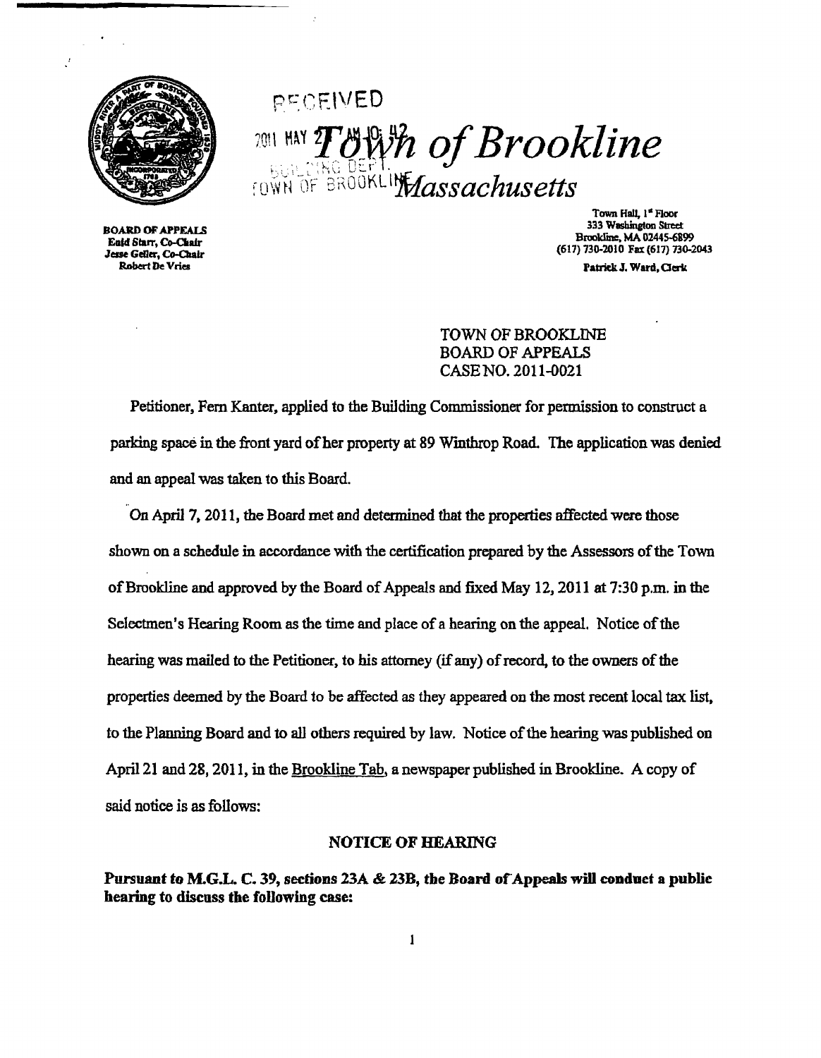RECEIVED

2011 MAY 27 AM 10:42

BUILDING DEPT.

TOWN OF BROOKLINE

# Town of Brookline
## Massachusetts

BOARD OF APPEALS
Enid Starr, Co-Chair
Jesse Geller, Co-Chair
Robert De Vries

Town Hall, 1st Floor
333 Washington Street
Brookline, MA 02445-6899
(617) 730-2010 Fax (617) 730-2043
Patrick J. Ward, Clerk

TOWN OF BROOKLINE
BOARD OF APPEALS
CASE NO. 2011-0021

Petitioner, Fern Kanter, applied to the Building Commissioner for permission to construct a parking space in the front yard of her property at 89 Winthrop Road. The application was denied and an appeal was taken to this Board.

On April 7, 2011, the Board met and determined that the properties affected were those shown on a schedule in accordance with the certification prepared by the Assessors of the Town of Brookline and approved by the Board of Appeals and fixed May 12, 2011 at 7:30 p.m. in the Selectmen's Hearing Room as the time and place of a hearing on the appeal. Notice of the hearing was mailed to the Petitioner, to his attorney (if any) of record, to the owners of the properties deemed by the Board to be affected as they appeared on the most recent local tax list, to the Planning Board and to all others required by law. Notice of the hearing was published on April 21 and 28, 2011, in the Brookline Tab, a newspaper published in Brookline. A copy of said notice is as follows:

### NOTICE OF HEARING

**Pursuant to M.G.L. C. 39, sections 23A & 23B, the Board of Appeals will conduct a public hearing to discuss the following case:**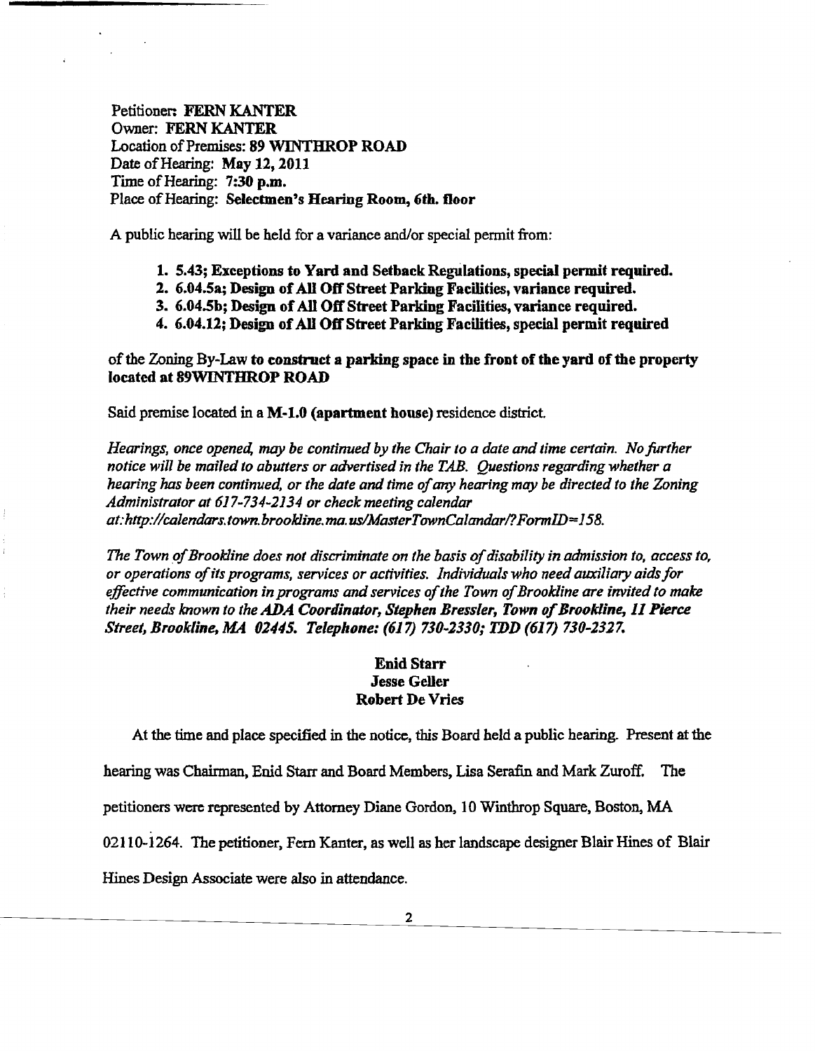Petitioner: **FERN KANTER**
Owner: **FERN KANTER**
Location of Premises: **89 WINTHROP ROAD**
Date of Hearing: **May 12, 2011**
Time of Hearing: **7:30 p.m.**
Place of Hearing: **Selectmen's Hearing Room, 6th. floor**

A public hearing will be held for a variance and/or special permit from:

1. **5.43; Exceptions to Yard and Setback Regulations, special permit required.**
2. **6.04.5a; Design of All Off Street Parking Facilities, variance required.**
3. **6.04.5b; Design of All Off Street Parking Facilities, variance required.**
4. **6.04.12; Design of All Off Street Parking Facilities, special permit required**

of the Zoning By-Law **to construct a parking space in the front of the yard of the property located at 89WINTHROP ROAD**

Said premise located in a **M-1.0 (apartment house)** residence district.

*Hearings, once opened, may be continued by the Chair to a date and time certain. No further notice will be mailed to abutters or advertised in the TAB. Questions regarding whether a hearing has been continued, or the date and time of any hearing may be directed to the Zoning Administrator at 617-734-2134 or check meeting calendar at:http://calendars.town.brookline.ma.us/MasterTownCalandar/?FormID=158.*

*The Town of Brookline does not discriminate on the basis of disability in admission to, access to, or operations of its programs, services or activities. Individuals who need auxiliary aids for effective communication in programs and services of the Town of Brookline are invited to make their needs known to the* ***ADA Coordinator, Stephen Bressler, Town of Brookline, 11 Pierce Street, Brookline, MA 02445. Telephone: (617) 730-2330; TDD (617) 730-2327.***

**Enid Starr**
**Jesse Geller**
**Robert De Vries**

At the time and place specified in the notice, this Board held a public hearing. Present at the hearing was Chairman, Enid Starr and Board Members, Lisa Serafin and Mark Zuroff. The petitioners were represented by Attorney Diane Gordon, 10 Winthrop Square, Boston, MA 02110-1264. The petitioner, Fern Kanter, as well as her landscape designer Blair Hines of Blair Hines Design Associate were also in attendance.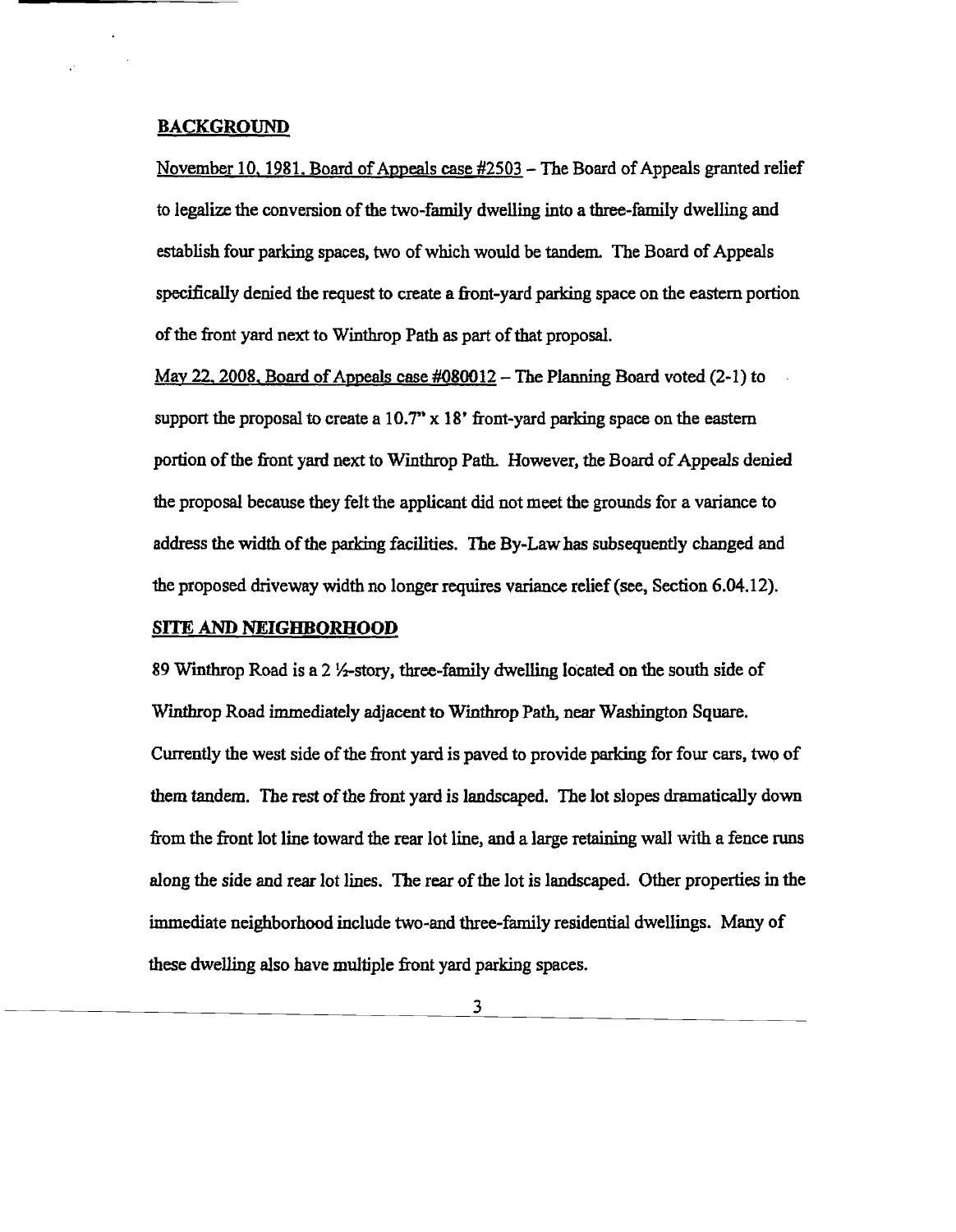## BACKGROUND

November 10, 1981, Board of Appeals case #2503 – The Board of Appeals granted relief to legalize the conversion of the two-family dwelling into a three-family dwelling and establish four parking spaces, two of which would be tandem. The Board of Appeals specifically denied the request to create a front-yard parking space on the eastern portion of the front yard next to Winthrop Path as part of that proposal.

May 22, 2008, Board of Appeals case #080012 – The Planning Board voted (2-1) to support the proposal to create a 10.7" x 18' front-yard parking space on the eastern portion of the front yard next to Winthrop Path. However, the Board of Appeals denied the proposal because they felt the applicant did not meet the grounds for a variance to address the width of the parking facilities. The By-Law has subsequently changed and the proposed driveway width no longer requires variance relief (see, Section 6.04.12).

## SITE AND NEIGHBORHOOD

89 Winthrop Road is a 2 ½-story, three-family dwelling located on the south side of Winthrop Road immediately adjacent to Winthrop Path, near Washington Square. Currently the west side of the front yard is paved to provide parking for four cars, two of them tandem. The rest of the front yard is landscaped. The lot slopes dramatically down from the front lot line toward the rear lot line, and a large retaining wall with a fence runs along the side and rear lot lines. The rear of the lot is landscaped. Other properties in the immediate neighborhood include two-and three-family residential dwellings. Many of these dwelling also have multiple front yard parking spaces.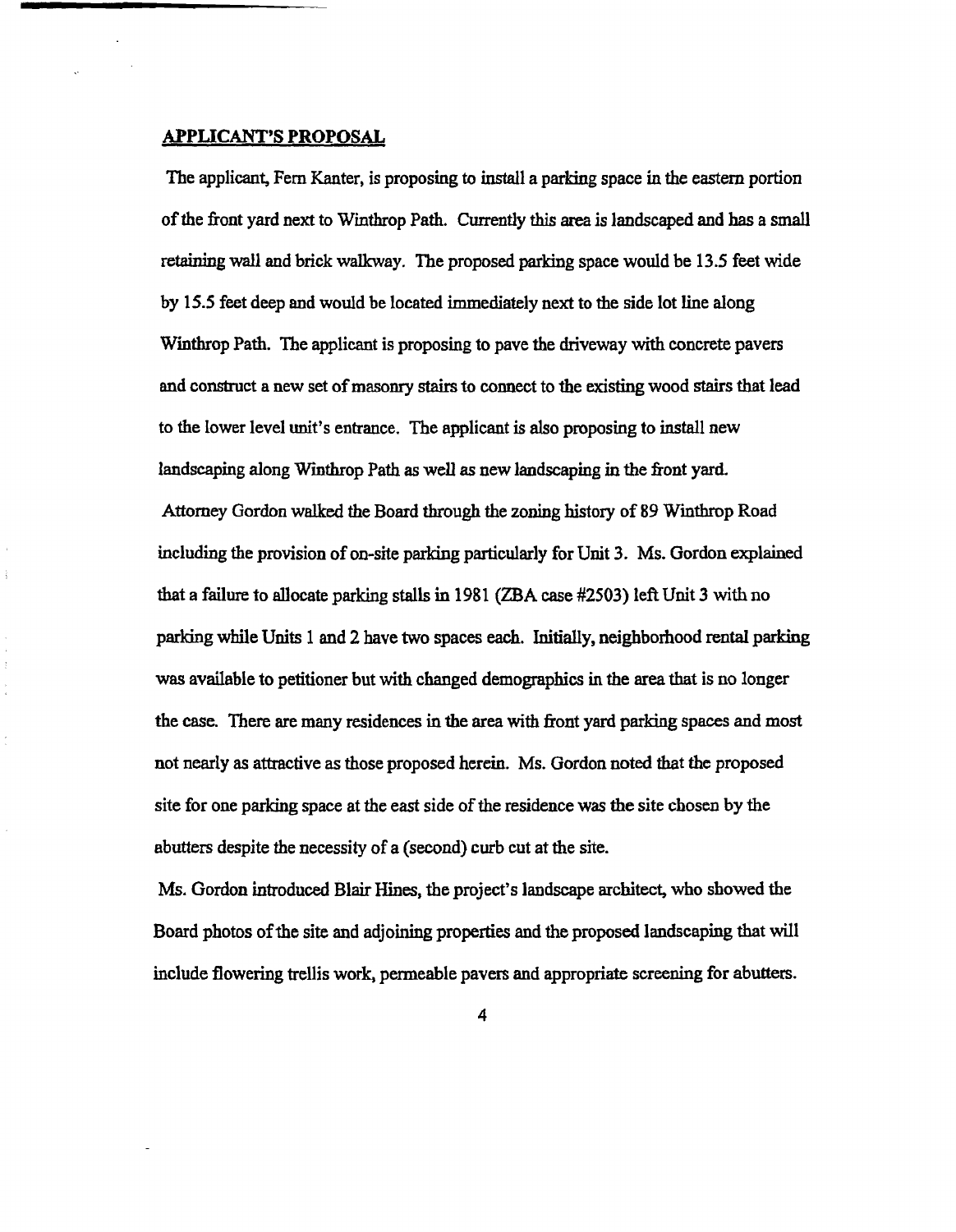## APPLICANT'S PROPOSAL

The applicant, Fern Kanter, is proposing to install a parking space in the eastern portion of the front yard next to Winthrop Path. Currently this area is landscaped and has a small retaining wall and brick walkway. The proposed parking space would be 13.5 feet wide by 15.5 feet deep and would be located immediately next to the side lot line along Winthrop Path. The applicant is proposing to pave the driveway with concrete pavers and construct a new set of masonry stairs to connect to the existing wood stairs that lead to the lower level unit's entrance. The applicant is also proposing to install new landscaping along Winthrop Path as well as new landscaping in the front yard.

Attorney Gordon walked the Board through the zoning history of 89 Winthrop Road including the provision of on-site parking particularly for Unit 3. Ms. Gordon explained that a failure to allocate parking stalls in 1981 (ZBA case #2503) left Unit 3 with no parking while Units 1 and 2 have two spaces each. Initially, neighborhood rental parking was available to petitioner but with changed demographics in the area that is no longer the case. There are many residences in the area with front yard parking spaces and most not nearly as attractive as those proposed herein. Ms. Gordon noted that the proposed site for one parking space at the east side of the residence was the site chosen by the abutters despite the necessity of a (second) curb cut at the site.

Ms. Gordon introduced Blair Hines, the project's landscape architect, who showed the Board photos of the site and adjoining properties and the proposed landscaping that will include flowering trellis work, permeable pavers and appropriate screening for abutters.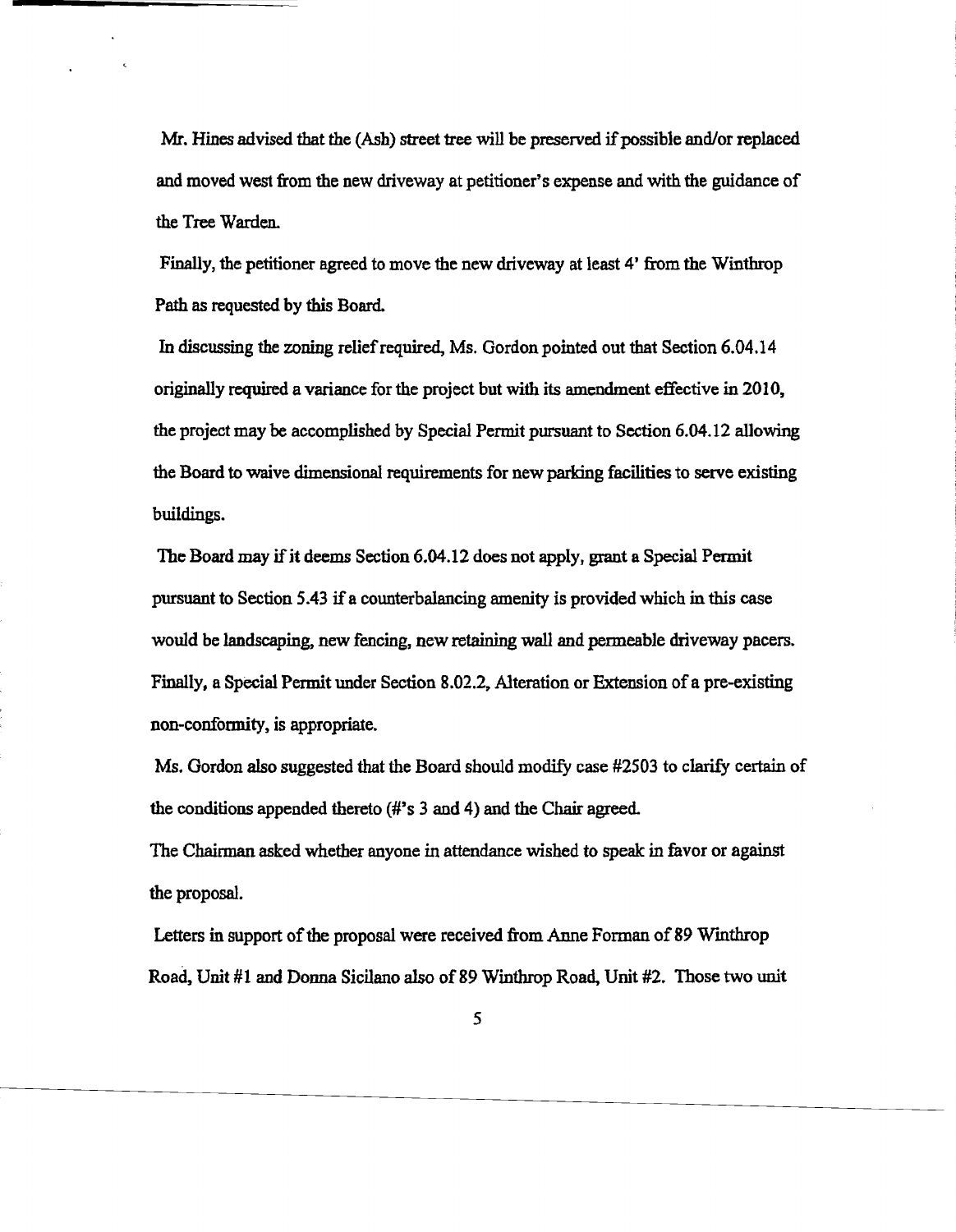Mr. Hines advised that the (Ash) street tree will be preserved if possible and/or replaced and moved west from the new driveway at petitioner's expense and with the guidance of the Tree Warden.

Finally, the petitioner agreed to move the new driveway at least 4' from the Winthrop Path as requested by this Board.

In discussing the zoning relief required, Ms. Gordon pointed out that Section 6.04.14 originally required a variance for the project but with its amendment effective in 2010, the project may be accomplished by Special Permit pursuant to Section 6.04.12 allowing the Board to waive dimensional requirements for new parking facilities to serve existing buildings.

The Board may if it deems Section 6.04.12 does not apply, grant a Special Permit pursuant to Section 5.43 if a counterbalancing amenity is provided which in this case would be landscaping, new fencing, new retaining wall and permeable driveway pacers. Finally, a Special Permit under Section 8.02.2, Alteration or Extension of a pre-existing non-conformity, is appropriate.

Ms. Gordon also suggested that the Board should modify case #2503 to clarify certain of the conditions appended thereto (#'s 3 and 4) and the Chair agreed.

The Chairman asked whether anyone in attendance wished to speak in favor or against the proposal.

Letters in support of the proposal were received from Anne Forman of 89 Winthrop Road, Unit #1 and Donna Sicilano also of 89 Winthrop Road, Unit #2. Those two unit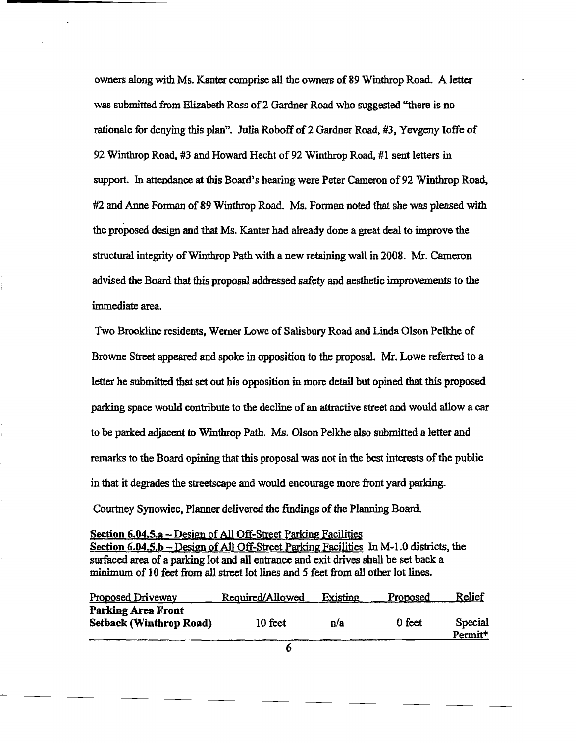owners along with Ms. Kanter comprise all the owners of 89 Winthrop Road. A letter was submitted from Elizabeth Ross of 2 Gardner Road who suggested "there is no rationale for denying this plan". Julia Roboff of 2 Gardner Road, #3, Yevgeny Ioffe of 92 Winthrop Road, #3 and Howard Hecht of 92 Winthrop Road, #1 sent letters in support. In attendance at this Board's hearing were Peter Cameron of 92 Winthrop Road, #2 and Anne Forman of 89 Winthrop Road. Ms. Forman noted that she was pleased with the proposed design and that Ms. Kanter had already done a great deal to improve the structural integrity of Winthrop Path with a new retaining wall in 2008. Mr. Cameron advised the Board that this proposal addressed safety and aesthetic improvements to the immediate area.

Two Brookline residents, Werner Lowe of Salisbury Road and Linda Olson Pelkhe of Browne Street appeared and spoke in opposition to the proposal. Mr. Lowe referred to a letter he submitted that set out his opposition in more detail but opined that this proposed parking space would contribute to the decline of an attractive street and would allow a car to be parked adjacent to Winthrop Path. Ms. Olson Pelkhe also submitted a letter and remarks to the Board opining that this proposal was not in the best interests of the public in that it degrades the streetscape and would encourage more front yard parking.

Courtney Synowiec, Planner delivered the findings of the Planning Board.

<u>Section 6.04.5.a – Design of All Off-Street Parking Facilities</u>
<u>Section 6.04.5.b – Design of All Off-Street Parking Facilities</u> In M-1.0 districts, the surfaced area of a parking lot and all entrance and exit drives shall be set back a minimum of 10 feet from all street lot lines and 5 feet from all other lot lines.

| Proposed Driveway | Required/Allowed | Existing | Proposed | Relief |
|---|---|---|---|---|
| **Parking Area Front Setback (Winthrop Road)** | 10 feet | n/a | 0 feet | Special Permit* |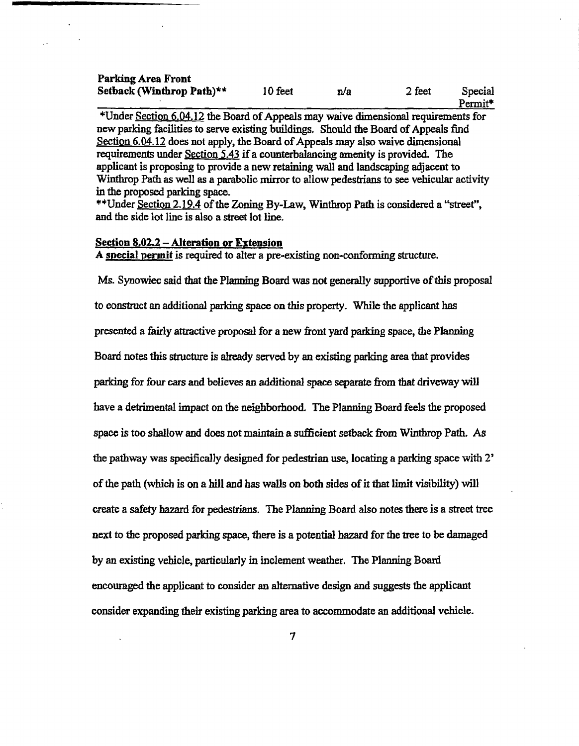| Parking Area Front Setback (Winthrop Path)** | 10 feet | n/a | 2 feet | Special Permit* |
|---|---|---|---|---|

*Under Section 6.04.12 the Board of Appeals may waive dimensional requirements for new parking facilities to serve existing buildings. Should the Board of Appeals find Section 6.04.12 does not apply, the Board of Appeals may also waive dimensional requirements under Section 5.43 if a counterbalancing amenity is provided. The applicant is proposing to provide a new retaining wall and landscaping adjacent to Winthrop Path as well as a parabolic mirror to allow pedestrians to see vehicular activity in the proposed parking space.

**Under Section 2.19.4 of the Zoning By-Law, Winthrop Path is considered a "street", and the side lot line is also a street lot line.

**Section 8.02.2 – Alteration or Extension**

A **special permit** is required to alter a pre-existing non-conforming structure.

Ms. Synowiec said that the Planning Board was not generally supportive of this proposal to construct an additional parking space on this property. While the applicant has presented a fairly attractive proposal for a new front yard parking space, the Planning Board notes this structure is already served by an existing parking area that provides parking for four cars and believes an additional space separate from that driveway will have a detrimental impact on the neighborhood. The Planning Board feels the proposed space is too shallow and does not maintain a sufficient setback from Winthrop Path. As the pathway was specifically designed for pedestrian use, locating a parking space with 2' of the path (which is on a hill and has walls on both sides of it that limit visibility) will create a safety hazard for pedestrians. The Planning Board also notes there is a street tree next to the proposed parking space, there is a potential hazard for the tree to be damaged by an existing vehicle, particularly in inclement weather. The Planning Board encouraged the applicant to consider an alternative design and suggests the applicant consider expanding their existing parking area to accommodate an additional vehicle.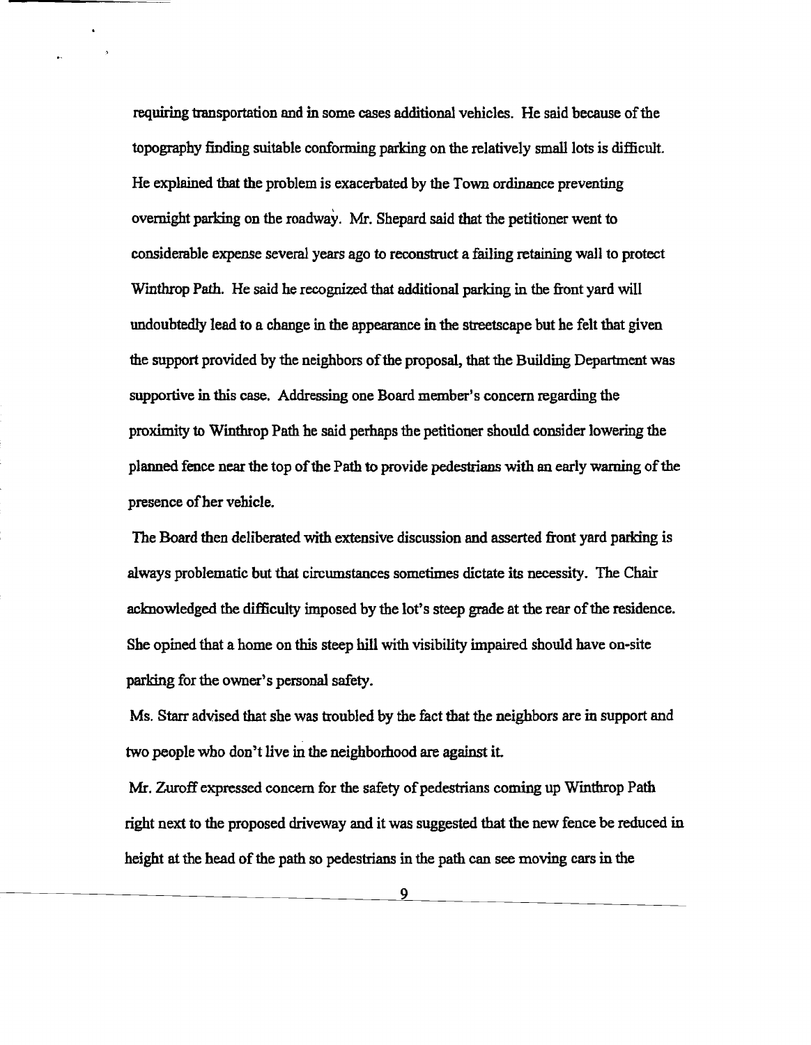requiring transportation and in some cases additional vehicles. He said because of the topography finding suitable conforming parking on the relatively small lots is difficult. He explained that the problem is exacerbated by the Town ordinance preventing overnight parking on the roadway. Mr. Shepard said that the petitioner went to considerable expense several years ago to reconstruct a failing retaining wall to protect Winthrop Path. He said he recognized that additional parking in the front yard will undoubtedly lead to a change in the appearance in the streetscape but he felt that given the support provided by the neighbors of the proposal, that the Building Department was supportive in this case. Addressing one Board member's concern regarding the proximity to Winthrop Path he said perhaps the petitioner should consider lowering the planned fence near the top of the Path to provide pedestrians with an early warning of the presence of her vehicle.

The Board then deliberated with extensive discussion and asserted front yard parking is always problematic but that circumstances sometimes dictate its necessity. The Chair acknowledged the difficulty imposed by the lot's steep grade at the rear of the residence. She opined that a home on this steep hill with visibility impaired should have on-site parking for the owner's personal safety.

Ms. Starr advised that she was troubled by the fact that the neighbors are in support and two people who don't live in the neighborhood are against it.

Mr. Zuroff expressed concern for the safety of pedestrians coming up Winthrop Path right next to the proposed driveway and it was suggested that the new fence be reduced in height at the head of the path so pedestrians in the path can see moving cars in the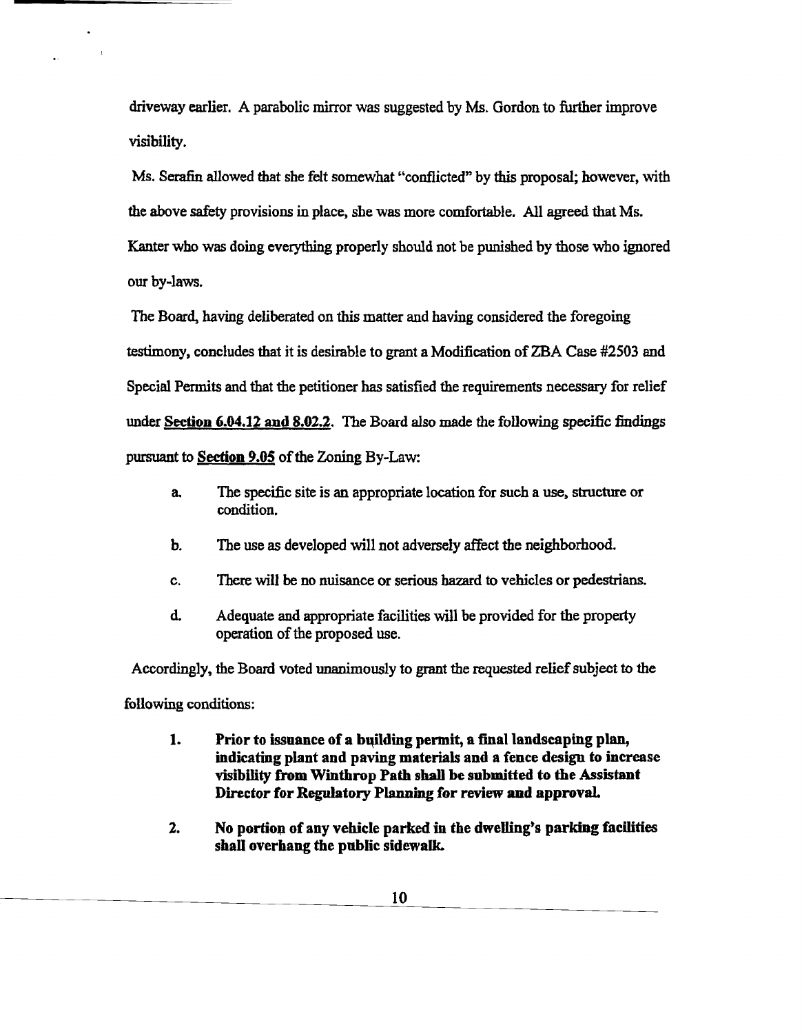driveway earlier. A parabolic mirror was suggested by Ms. Gordon to further improve visibility.

Ms. Serafin allowed that she felt somewhat "conflicted" by this proposal; however, with the above safety provisions in place, she was more comfortable. All agreed that Ms. Kanter who was doing everything properly should not be punished by those who ignored our by-laws.

The Board, having deliberated on this matter and having considered the foregoing testimony, concludes that it is desirable to grant a Modification of ZBA Case #2503 and Special Permits and that the petitioner has satisfied the requirements necessary for relief under **Section 6.04.12 and 8.02.2**. The Board also made the following specific findings pursuant to **Section 9.05** of the Zoning By-Law:

a. The specific site is an appropriate location for such a use, structure or condition.

b. The use as developed will not adversely affect the neighborhood.

c. There will be no nuisance or serious hazard to vehicles or pedestrians.

d. Adequate and appropriate facilities will be provided for the property operation of the proposed use.

Accordingly, the Board voted unanimously to grant the requested relief subject to the following conditions:

1. **Prior to issuance of a building permit, a final landscaping plan, indicating plant and paving materials and a fence design to increase visibility from Winthrop Path shall be submitted to the Assistant Director for Regulatory Planning for review and approval.**

2. **No portion of any vehicle parked in the dwelling's parking facilities shall overhang the public sidewalk.**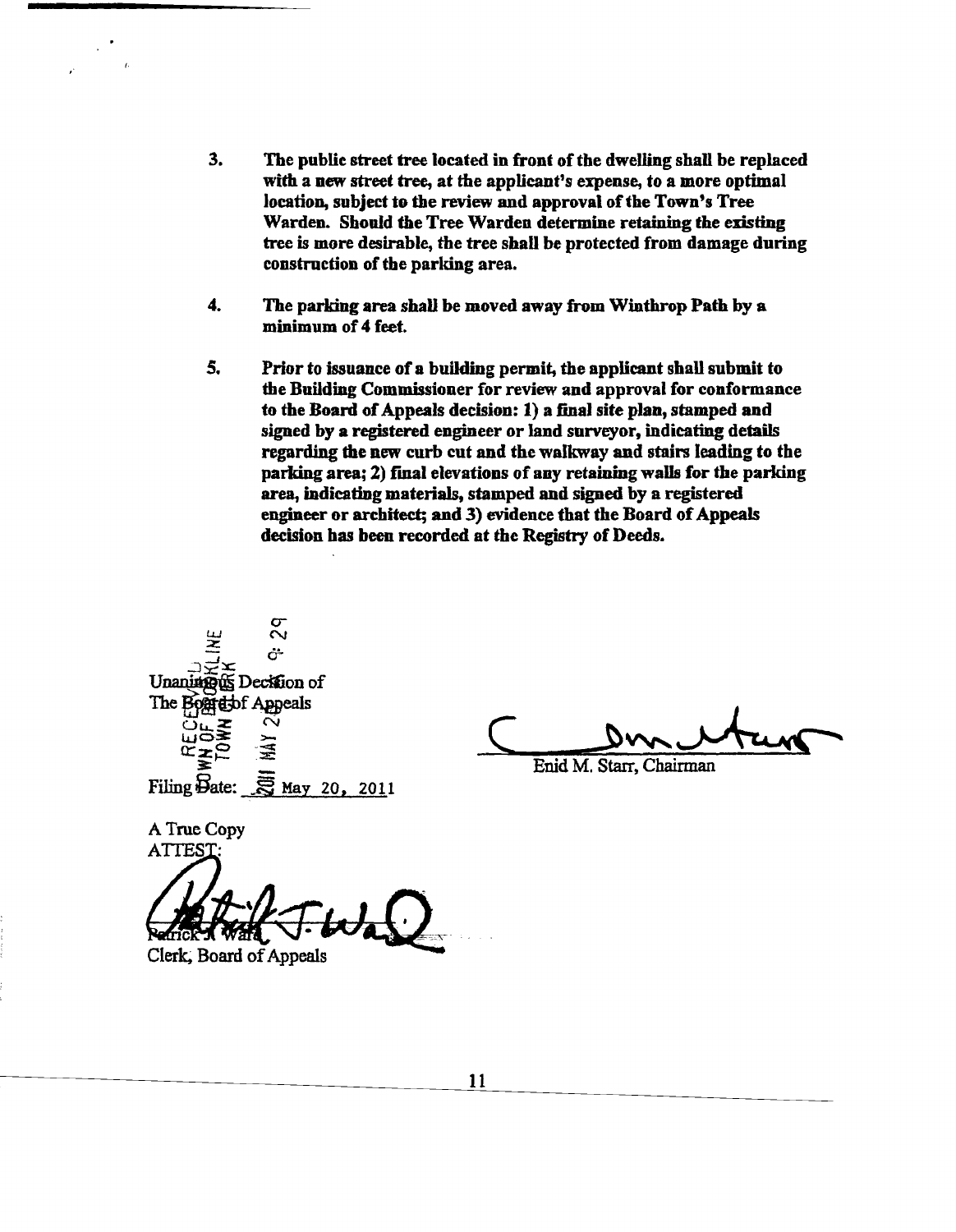3. **The public street tree located in front of the dwelling shall be replaced with a new street tree, at the applicant's expense, to a more optimal location, subject to the review and approval of the Town's Tree Warden. Should the Tree Warden determine retaining the existing tree is more desirable, the tree shall be protected from damage during construction of the parking area.**

4. **The parking area shall be moved away from Winthrop Path by a minimum of 4 feet.**

5. **Prior to issuance of a building permit, the applicant shall submit to the Building Commissioner for review and approval for conformance to the Board of Appeals decision: 1) a final site plan, stamped and signed by a registered engineer or land surveyor, indicating details regarding the new curb cut and the walkway and stairs leading to the parking area; 2) final elevations of any retaining walls for the parking area, indicating materials, stamped and signed by a registered engineer or architect; and 3) evidence that the Board of Appeals decision has been recorded at the Registry of Deeds.**

RECEIVED
TOWN OF BROOKLINE
TOWN CLERK
2011 MAY 20 ?: 29

Unanimous Decision of
The Board of Appeals

Filing Date: May 20, 2011

Enid M. Starr, Chairman

A True Copy
ATTEST:

Patrick J. Ward
Clerk, Board of Appeals